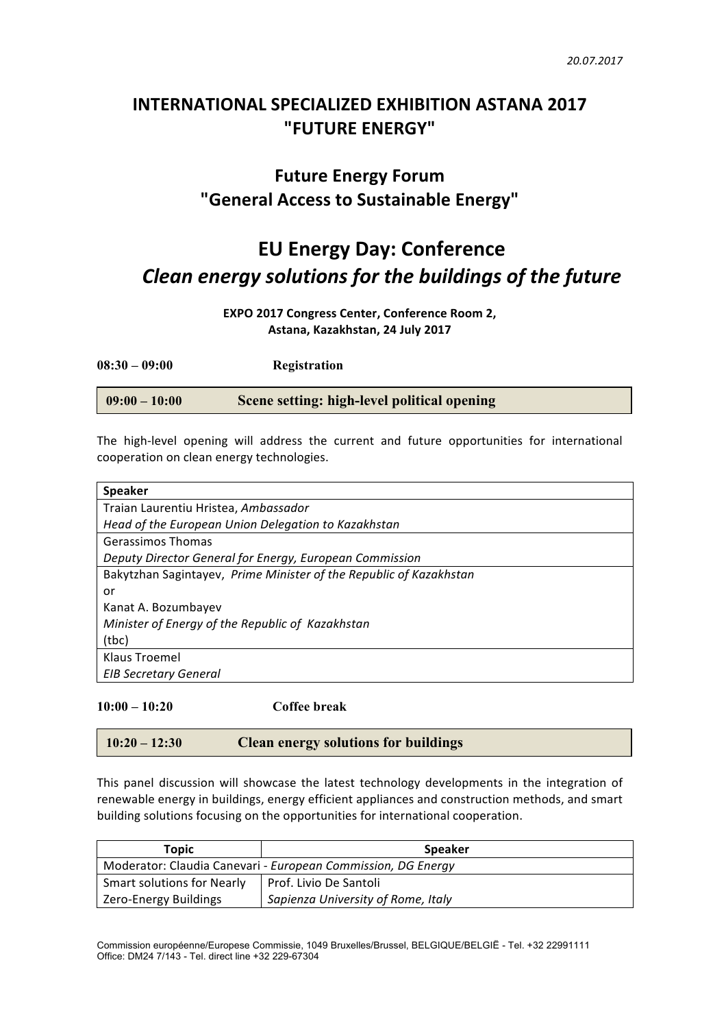*20.07.2017*

# INTERNATIONAL SPECIALIZED EXHIBITION ASTANA 2017 "FUTURE ENERGY"

## Future Energy Forum "General Access to Sustainable Energy"

# EU Energy Day: Conference

## *Clean energy solutions for the buildings of the future*

**EXPO 2017 Congress Center, Conference Room 2,**
**Astana, Kazakhstan, 24 July 2017**

**08:30 – 09:00** **Registration**

| **09:00 – 10:00** | **Scene setting: high-level political opening** |
|---|---|

The high-level opening will address the current and future opportunities for international cooperation on clean energy technologies.

| **Speaker** |
|---|
| Traian Laurentiu Hristea, *Ambassador*<br>*Head of the European Union Delegation to Kazakhstan* |
| Gerassimos Thomas<br>*Deputy Director General for Energy, European Commission* |
| Bakytzhan Sagintayev, *Prime Minister of the Republic of Kazakhstan*<br>or<br>Kanat A. Bozumbayev<br>*Minister of Energy of the Republic of Kazakhstan*<br>(tbc) |
| Klaus Troemel<br>*EIB Secretary General* |

**10:00 – 10:20** **Coffee break**

| **10:20 – 12:30** | **Clean energy solutions for buildings** |
|---|---|

This panel discussion will showcase the latest technology developments in the integration of renewable energy in buildings, energy efficient appliances and construction methods, and smart building solutions focusing on the opportunities for international cooperation.

| **Topic** | **Speaker** |
|---|---|
| Moderator: Claudia Canevari - *European Commission, DG Energy* | |
| Smart solutions for Nearly Zero-Energy Buildings | Prof. Livio De Santoli<br>*Sapienza University of Rome, Italy* |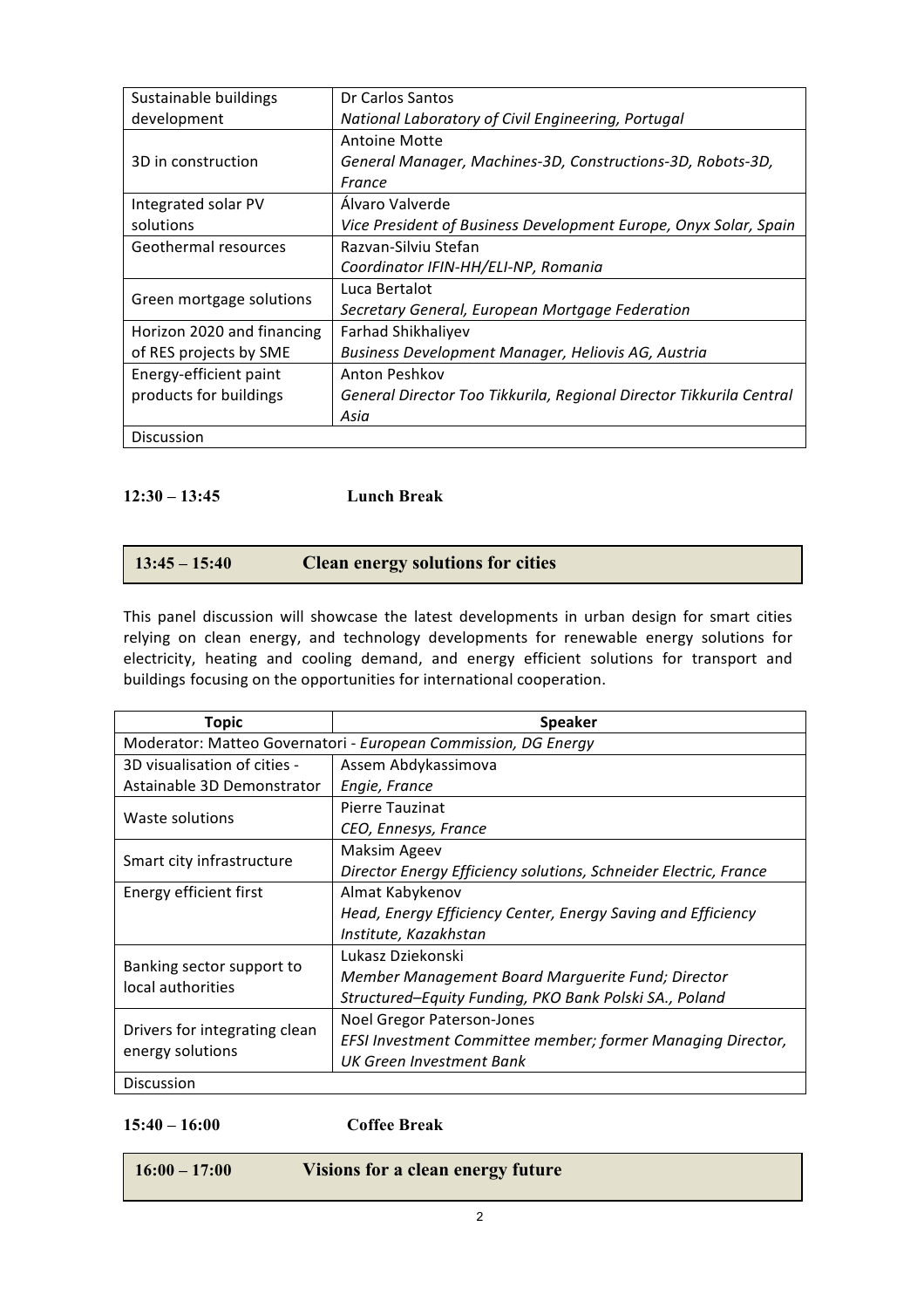| | |
|---|---|
| Sustainable buildings development | Dr Carlos Santos<br>*National Laboratory of Civil Engineering, Portugal* |
| 3D in construction | Antoine Motte<br>*General Manager, Machines-3D, Constructions-3D, Robots-3D, France* |
| Integrated solar PV solutions | Álvaro Valverde<br>*Vice President of Business Development Europe, Onyx Solar, Spain* |
| Geothermal resources | Razvan-Silviu Stefan<br>*Coordinator IFIN-HH/ELI-NP, Romania* |
| Green mortgage solutions | Luca Bertalot<br>*Secretary General, European Mortgage Federation* |
| Horizon 2020 and financing of RES projects by SME | Farhad Shikhaliyev<br>*Business Development Manager, Heliovis AG, Austria* |
| Energy-efficient paint products for buildings | Anton Peshkov<br>*General Director Too Tikkurila, Regional Director Tikkurila Central Asia* |
| Discussion | |

**12:30 – 13:45 Lunch Break**

## 13:45 – 15:40 Clean energy solutions for cities

This panel discussion will showcase the latest developments in urban design for smart cities relying on clean energy, and technology developments for renewable energy solutions for electricity, heating and cooling demand, and energy efficient solutions for transport and buildings focusing on the opportunities for international cooperation.

| Topic | Speaker |
|---|---|
| Moderator: Matteo Governatori - *European Commission, DG Energy* | |
| 3D visualisation of cities - Astainable 3D Demonstrator | Assem Abdykassimova<br>*Engie, France* |
| Waste solutions | Pierre Tauzinat<br>*CEO, Ennesys, France* |
| Smart city infrastructure | Maksim Ageev<br>*Director Energy Efficiency solutions, Schneider Electric, France* |
| Energy efficient first | Almat Kabykenov<br>*Head, Energy Efficiency Center, Energy Saving and Efficiency Institute, Kazakhstan* |
| Banking sector support to local authorities | Lukasz Dziekonski<br>*Member Management Board Marguerite Fund; Director Structured–Equity Funding, PKO Bank Polski SA., Poland* |
| Drivers for integrating clean energy solutions | Noel Gregor Paterson-Jones<br>*EFSI Investment Committee member; former Managing Director, UK Green Investment Bank* |
| Discussion | |

**15:40 – 16:00 Coffee Break**

## 16:00 – 17:00 Visions for a clean energy future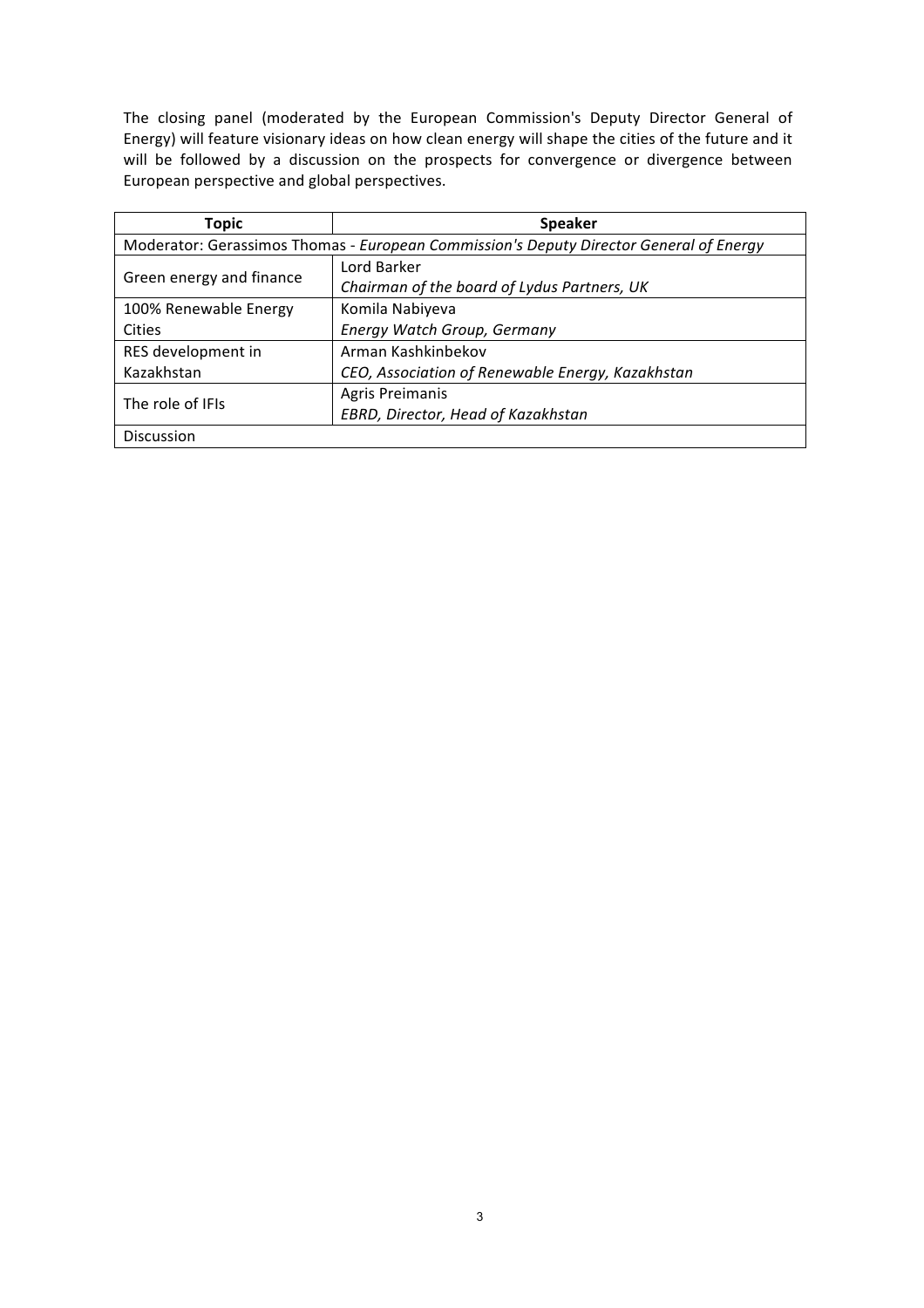The closing panel (moderated by the European Commission's Deputy Director General of Energy) will feature visionary ideas on how clean energy will shape the cities of the future and it will be followed by a discussion on the prospects for convergence or divergence between European perspective and global perspectives.

| Topic | Speaker |
|---|---|
| Moderator: Gerassimos Thomas - *European Commission's Deputy Director General of Energy* | |
| Green energy and finance | Lord Barker<br>*Chairman of the board of Lydus Partners, UK* |
| 100% Renewable Energy Cities | Komila Nabiyeva<br>*Energy Watch Group, Germany* |
| RES development in Kazakhstan | Arman Kashkinbekov<br>*CEO, Association of Renewable Energy, Kazakhstan* |
| The role of IFIs | Agris Preimanis<br>*EBRD, Director, Head of Kazakhstan* |
| Discussion | |